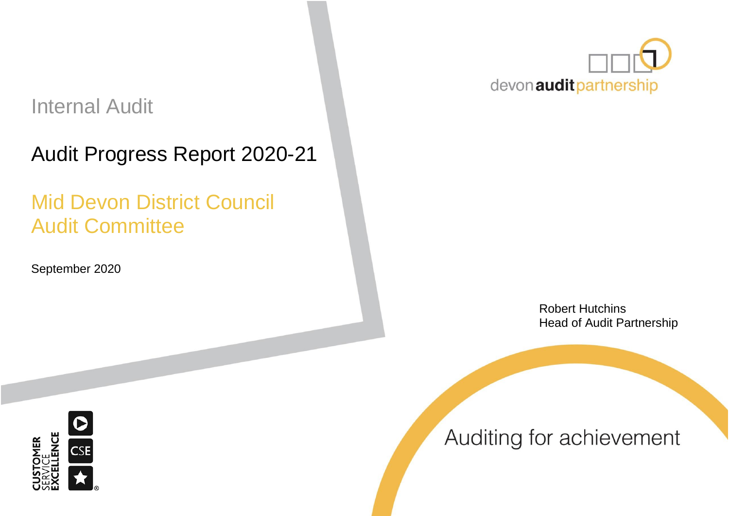devon audit partnership

Internal Audit

# Audit Progress Report 2020-21

## Mid Devon District Council
## Audit Committee

September 2020

Robert Hutchins
Head of Audit Partnership

Auditing for achievement

CUSTOMER SERVICE EXCELLENCE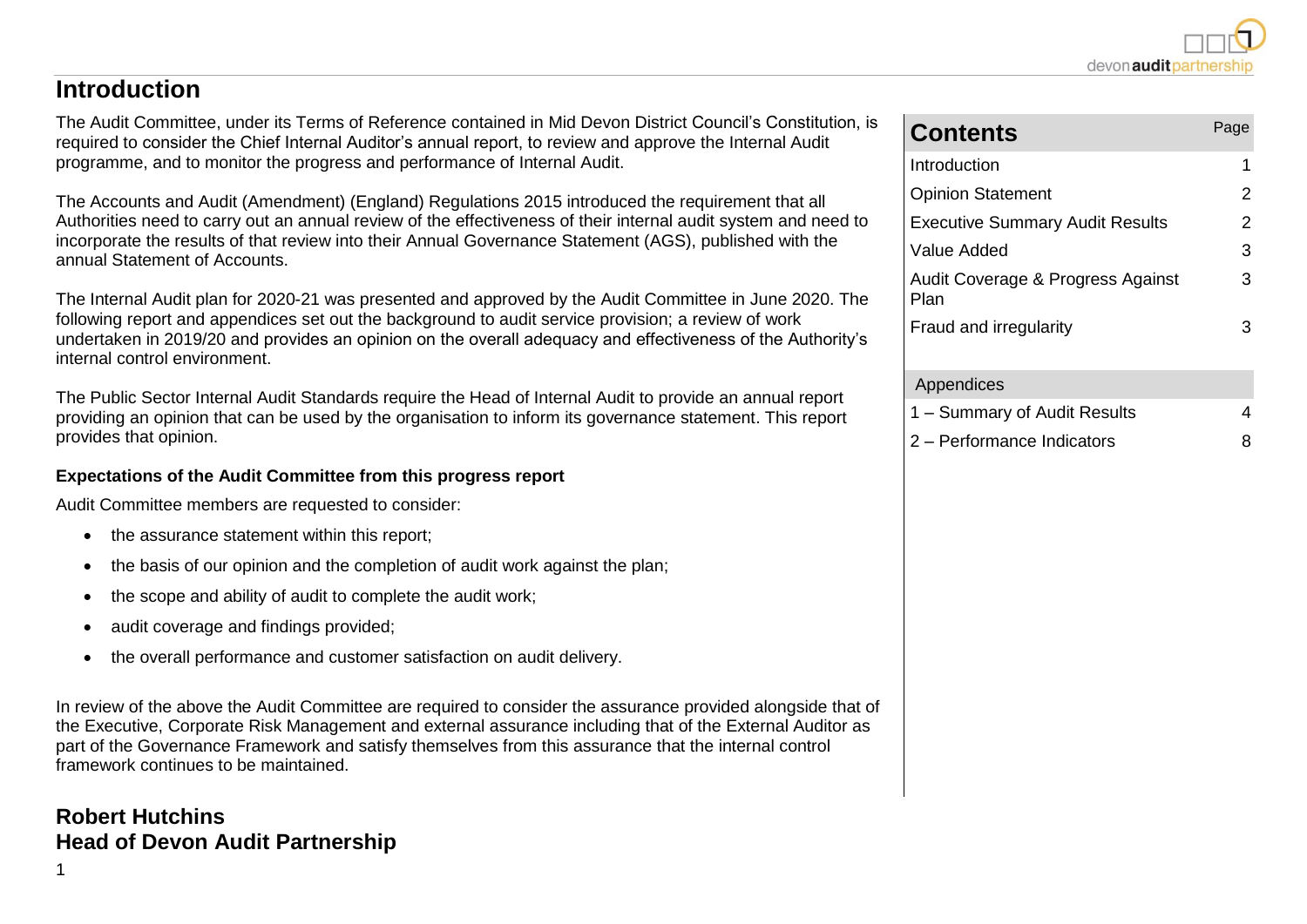# Introduction

The Audit Committee, under its Terms of Reference contained in Mid Devon District Council's Constitution, is required to consider the Chief Internal Auditor's annual report, to review and approve the Internal Audit programme, and to monitor the progress and performance of Internal Audit.

The Accounts and Audit (Amendment) (England) Regulations 2015 introduced the requirement that all Authorities need to carry out an annual review of the effectiveness of their internal audit system and need to incorporate the results of that review into their Annual Governance Statement (AGS), published with the annual Statement of Accounts.

The Internal Audit plan for 2020-21 was presented and approved by the Audit Committee in June 2020. The following report and appendices set out the background to audit service provision; a review of work undertaken in 2019/20 and provides an opinion on the overall adequacy and effectiveness of the Authority's internal control environment.

The Public Sector Internal Audit Standards require the Head of Internal Audit to provide an annual report providing an opinion that can be used by the organisation to inform its governance statement. This report provides that opinion.

**Expectations of the Audit Committee from this progress report**

Audit Committee members are requested to consider:

- the assurance statement within this report;
- the basis of our opinion and the completion of audit work against the plan;
- the scope and ability of audit to complete the audit work;
- audit coverage and findings provided;
- the overall performance and customer satisfaction on audit delivery.

In review of the above the Audit Committee are required to consider the assurance provided alongside that of the Executive, Corporate Risk Management and external assurance including that of the External Auditor as part of the Governance Framework and satisfy themselves from this assurance that the internal control framework continues to be maintained.

**Robert Hutchins**
**Head of Devon Audit Partnership**

| Contents | Page |
|---|---|
| Introduction | 1 |
| Opinion Statement | 2 |
| Executive Summary Audit Results | 2 |
| Value Added | 3 |
| Audit Coverage & Progress Against Plan | 3 |
| Fraud and irregularity | 3 |
| **Appendices** | |
| 1 – Summary of Audit Results | 4 |
| 2 – Performance Indicators | 8 |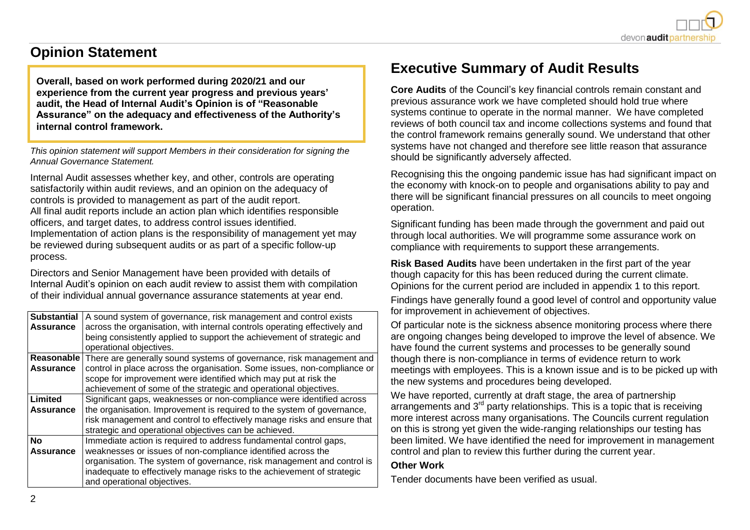## Opinion Statement

**Overall, based on work performed during 2020/21 and our experience from the current year progress and previous years' audit, the Head of Internal Audit's Opinion is of "Reasonable Assurance" on the adequacy and effectiveness of the Authority's internal control framework.**

*This opinion statement will support Members in their consideration for signing the Annual Governance Statement.*

Internal Audit assesses whether key, and other, controls are operating satisfactorily within audit reviews, and an opinion on the adequacy of controls is provided to management as part of the audit report.
All final audit reports include an action plan which identifies responsible officers, and target dates, to address control issues identified.
Implementation of action plans is the responsibility of management yet may be reviewed during subsequent audits or as part of a specific follow-up process.

Directors and Senior Management have been provided with details of Internal Audit's opinion on each audit review to assist them with compilation of their individual annual governance assurance statements at year end.

| | |
|---|---|
| **Substantial Assurance** | A sound system of governance, risk management and control exists across the organisation, with internal controls operating effectively and being consistently applied to support the achievement of strategic and operational objectives. |
| **Reasonable Assurance** | There are generally sound systems of governance, risk management and control in place across the organisation. Some issues, non-compliance or scope for improvement were identified which may put at risk the achievement of some of the strategic and operational objectives. |
| **Limited Assurance** | Significant gaps, weaknesses or non-compliance were identified across the organisation. Improvement is required to the system of governance, risk management and control to effectively manage risks and ensure that strategic and operational objectives can be achieved. |
| **No Assurance** | Immediate action is required to address fundamental control gaps, weaknesses or issues of non-compliance identified across the organisation. The system of governance, risk management and control is inadequate to effectively manage risks to the achievement of strategic and operational objectives. |

## Executive Summary of Audit Results

**Core Audits** of the Council's key financial controls remain constant and previous assurance work we have completed should hold true where systems continue to operate in the normal manner. We have completed reviews of both council tax and income collections systems and found that the control framework remains generally sound. We understand that other systems have not changed and therefore see little reason that assurance should be significantly adversely affected.

Recognising this the ongoing pandemic issue has had significant impact on the economy with knock-on to people and organisations ability to pay and there will be significant financial pressures on all councils to meet ongoing operation.

Significant funding has been made through the government and paid out through local authorities. We will programme some assurance work on compliance with requirements to support these arrangements.

**Risk Based Audits** have been undertaken in the first part of the year though capacity for this has been reduced during the current climate. Opinions for the current period are included in appendix 1 to this report.

Findings have generally found a good level of control and opportunity value for improvement in achievement of objectives.

Of particular note is the sickness absence monitoring process where there are ongoing changes being developed to improve the level of absence. We have found the current systems and processes to be generally sound though there is non-compliance in terms of evidence return to work meetings with employees. This is a known issue and is to be picked up with the new systems and procedures being developed.

We have reported, currently at draft stage, the area of partnership arrangements and 3rd party relationships. This is a topic that is receiving more interest across many organisations. The Councils current regulation on this is strong yet given the wide-ranging relationships our testing has been limited. We have identified the need for improvement in management control and plan to review this further during the current year.

### Other Work

Tender documents have been verified as usual.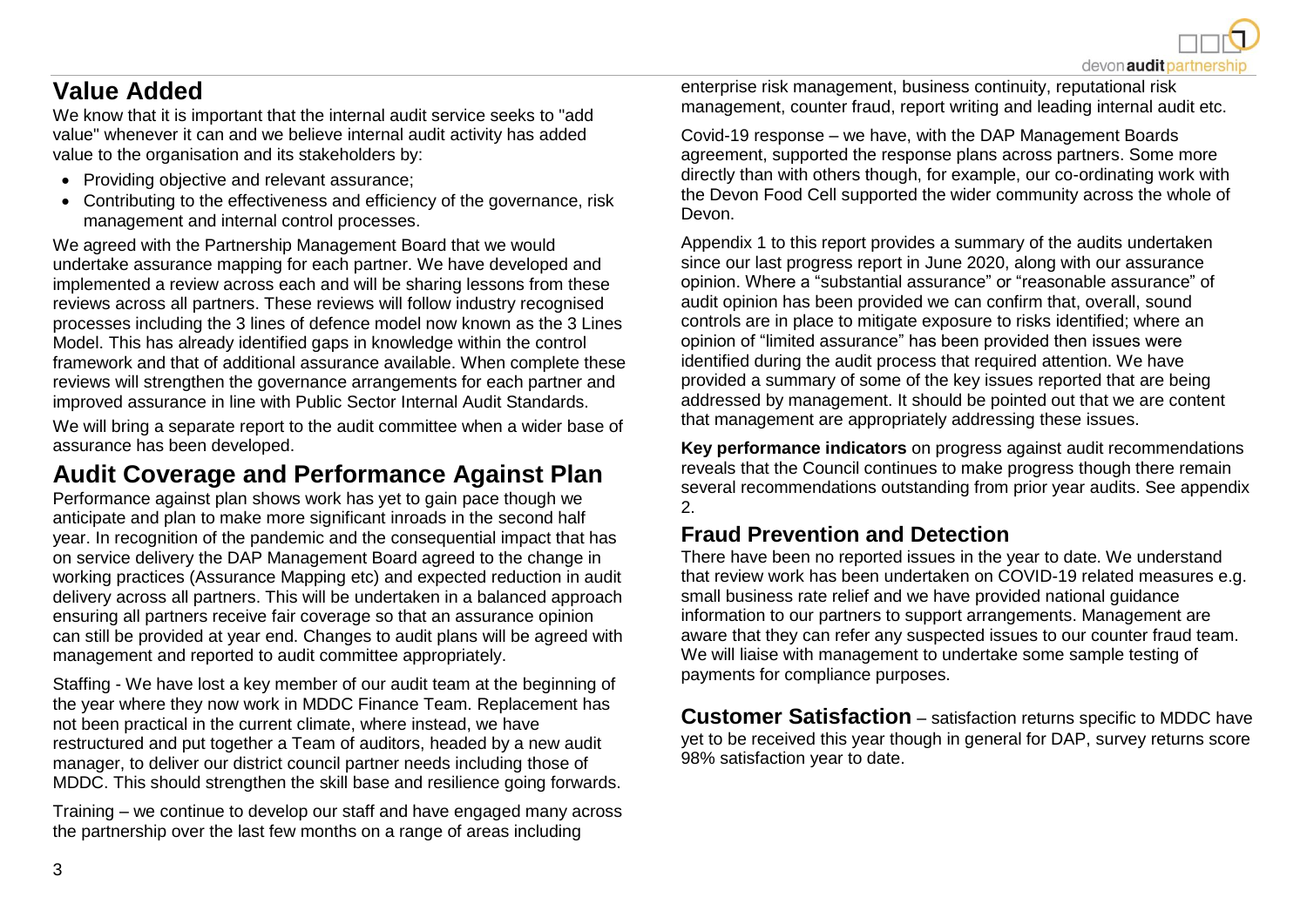## Value Added

We know that it is important that the internal audit service seeks to "add value" whenever it can and we believe internal audit activity has added value to the organisation and its stakeholders by:

- Providing objective and relevant assurance;
- Contributing to the effectiveness and efficiency of the governance, risk management and internal control processes.

We agreed with the Partnership Management Board that we would undertake assurance mapping for each partner. We have developed and implemented a review across each and will be sharing lessons from these reviews across all partners. These reviews will follow industry recognised processes including the 3 lines of defence model now known as the 3 Lines Model. This has already identified gaps in knowledge within the control framework and that of additional assurance available. When complete these reviews will strengthen the governance arrangements for each partner and improved assurance in line with Public Sector Internal Audit Standards.

We will bring a separate report to the audit committee when a wider base of assurance has been developed.

## Audit Coverage and Performance Against Plan

Performance against plan shows work has yet to gain pace though we anticipate and plan to make more significant inroads in the second half year. In recognition of the pandemic and the consequential impact that has on service delivery the DAP Management Board agreed to the change in working practices (Assurance Mapping etc) and expected reduction in audit delivery across all partners. This will be undertaken in a balanced approach ensuring all partners receive fair coverage so that an assurance opinion can still be provided at year end. Changes to audit plans will be agreed with management and reported to audit committee appropriately.

Staffing - We have lost a key member of our audit team at the beginning of the year where they now work in MDDC Finance Team. Replacement has not been practical in the current climate, where instead, we have restructured and put together a Team of auditors, headed by a new audit manager, to deliver our district council partner needs including those of MDDC. This should strengthen the skill base and resilience going forwards.

Training – we continue to develop our staff and have engaged many across the partnership over the last few months on a range of areas including enterprise risk management, business continuity, reputational risk management, counter fraud, report writing and leading internal audit etc.

Covid-19 response – we have, with the DAP Management Boards agreement, supported the response plans across partners. Some more directly than with others though, for example, our co-ordinating work with the Devon Food Cell supported the wider community across the whole of Devon.

Appendix 1 to this report provides a summary of the audits undertaken since our last progress report in June 2020, along with our assurance opinion. Where a "substantial assurance" or "reasonable assurance" of audit opinion has been provided we can confirm that, overall, sound controls are in place to mitigate exposure to risks identified; where an opinion of "limited assurance" has been provided then issues were identified during the audit process that required attention. We have provided a summary of some of the key issues reported that are being addressed by management. It should be pointed out that we are content that management are appropriately addressing these issues.

**Key performance indicators** on progress against audit recommendations reveals that the Council continues to make progress though there remain several recommendations outstanding from prior year audits. See appendix 2.

### Fraud Prevention and Detection

There have been no reported issues in the year to date. We understand that review work has been undertaken on COVID-19 related measures e.g. small business rate relief and we have provided national guidance information to our partners to support arrangements. Management are aware that they can refer any suspected issues to our counter fraud team. We will liaise with management to undertake some sample testing of payments for compliance purposes.

**Customer Satisfaction** – satisfaction returns specific to MDDC have yet to be received this year though in general for DAP, survey returns score 98% satisfaction year to date.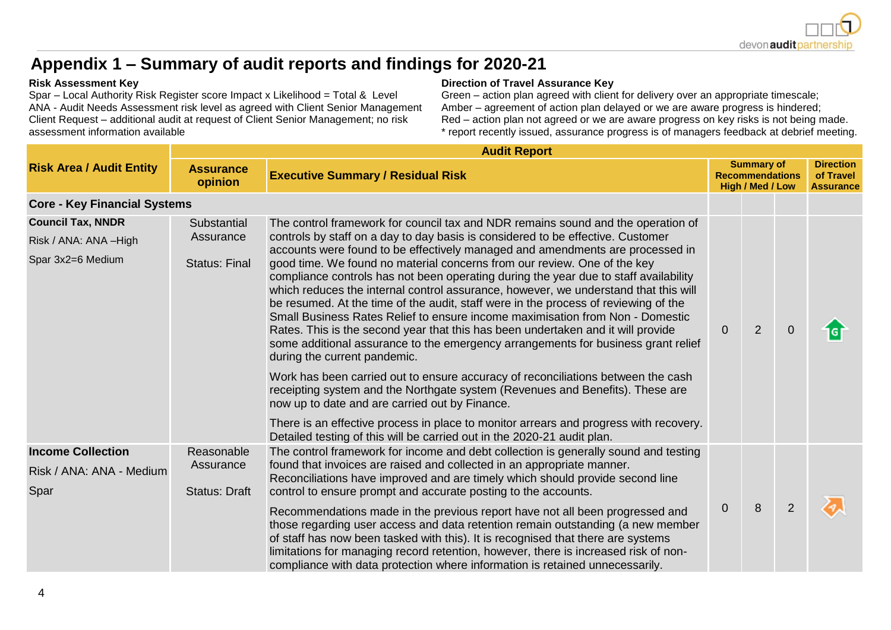## Appendix 1 – Summary of audit reports and findings for 2020-21

**Risk Assessment Key**
Spar – Local Authority Risk Register score Impact x Likelihood = Total & Level
ANA - Audit Needs Assessment risk level as agreed with Client Senior Management
Client Request – additional audit at request of Client Senior Management; no risk assessment information available

**Direction of Travel Assurance Key**
Green – action plan agreed with client for delivery over an appropriate timescale;
Amber – agreement of action plan delayed or we are aware progress is hindered;
Red – action plan not agreed or we are aware progress on key risks is not being made.
* report recently issued, assurance progress is of managers feedback at debrief meeting.

| Risk Area / Audit Entity | Audit Report | | | | | |
|---|---|---|---|---|---|---|
| | **Assurance opinion** | **Executive Summary / Residual Risk** | **Summary of Recommendations High / Med / Low** | | | **Direction of Travel Assurance** |
| **Core - Key Financial Systems** | | | | | | |
| **Council Tax, NNDR**<br>Risk / ANA: ANA –High<br>Spar 3x2=6 Medium | Substantial Assurance<br><br>Status: Final | The control framework for council tax and NDR remains sound and the operation of controls by staff on a day to day basis is considered to be effective. Customer accounts were found to be effectively managed and amendments are processed in good time. We found no material concerns from our review. One of the key compliance controls has not been operating during the year due to staff availability which reduces the internal control assurance, however, we understand that this will be resumed. At the time of the audit, staff were in the process of reviewing of the Small Business Rates Relief to ensure income maximisation from Non - Domestic Rates. This is the second year that this has been undertaken and it will provide some additional assurance to the emergency arrangements for business grant relief during the current pandemic.<br><br>Work has been carried out to ensure accuracy of reconciliations between the cash receipting system and the Northgate system (Revenues and Benefits). These are now up to date and are carried out by Finance.<br><br>There is an effective process in place to monitor arrears and progress with recovery. Detailed testing of this will be carried out in the 2020-21 audit plan. | 0 | 2 | 0 | G |
| **Income Collection**<br>Risk / ANA: ANA - Medium<br>Spar | Reasonable Assurance<br><br>Status: Draft | The control framework for income and debt collection is generally sound and testing found that invoices are raised and collected in an appropriate manner. Reconciliations have improved and are timely which should provide second line control to ensure prompt and accurate posting to the accounts.<br><br>Recommendations made in the previous report have not all been progressed and those regarding user access and data retention remain outstanding (a new member of staff has now been tasked with this). It is recognised that there are systems limitations for managing record retention, however, there is increased risk of non-compliance with data protection where information is retained unnecessarily. | 0 | 8 | 2 | A |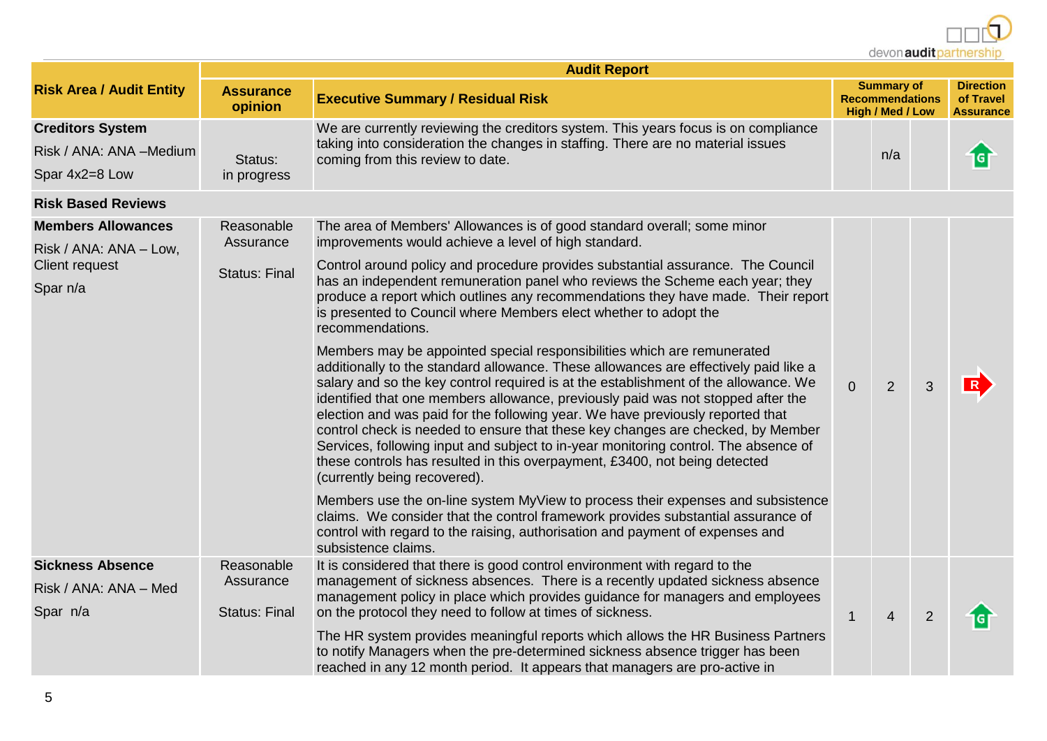| Risk Area / Audit Entity | Audit Report | | | | | |
|---|---|---|---|---|---|---|
| | **Assurance opinion** | **Executive Summary / Residual Risk** | **Summary of Recommendations High / Med / Low** | | | **Direction of Travel Assurance** |
| **Creditors System**<br>Risk / ANA: ANA –Medium<br>Spar 4x2=8 Low | Status:<br>in progress | We are currently reviewing the creditors system. This years focus is on compliance taking into consideration the changes in staffing. There are no material issues coming from this review to date. | | n/a | | G |
| **Risk Based Reviews** | | | | | | |
| **Members Allowances**<br>Risk / ANA: ANA – Low, Client request<br>Spar n/a | Reasonable Assurance<br><br>Status: Final | The area of Members' Allowances is of good standard overall; some minor improvements would achieve a level of high standard.<br><br>Control around policy and procedure provides substantial assurance. The Council has an independent remuneration panel who reviews the Scheme each year; they produce a report which outlines any recommendations they have made. Their report is presented to Council where Members elect whether to adopt the recommendations.<br><br>Members may be appointed special responsibilities which are remunerated additionally to the standard allowance. These allowances are effectively paid like a salary and so the key control required is at the establishment of the allowance. We identified that one members allowance, previously paid was not stopped after the election and was paid for the following year. We have previously reported that control check is needed to ensure that these key changes are checked, by Member Services, following input and subject to in-year monitoring control. The absence of these controls has resulted in this overpayment, £3400, not being detected (currently being recovered).<br><br>Members use the on-line system MyView to process their expenses and subsistence claims. We consider that the control framework provides substantial assurance of control with regard to the raising, authorisation and payment of expenses and subsistence claims. | 0 | 2 | 3 | R |
| **Sickness Absence**<br>Risk / ANA: ANA – Med<br>Spar n/a | Reasonable Assurance<br><br>Status: Final | It is considered that there is good control environment with regard to the management of sickness absences. There is a recently updated sickness absence management policy in place which provides guidance for managers and employees on the protocol they need to follow at times of sickness.<br><br>The HR system provides meaningful reports which allows the HR Business Partners to notify Managers when the pre-determined sickness absence trigger has been reached in any 12 month period. It appears that managers are pro-active in | 1 | 4 | 2 | G |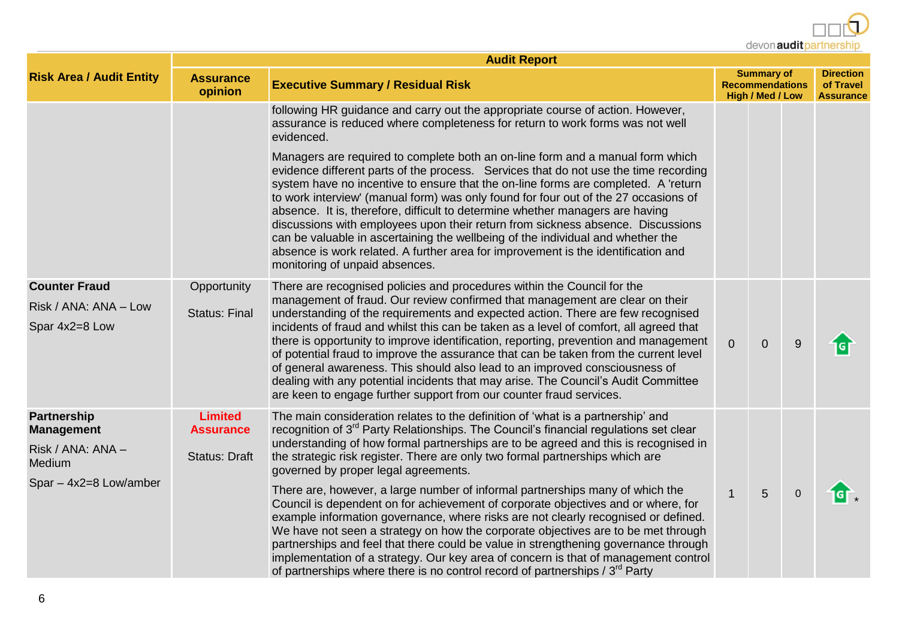| Risk Area / Audit Entity | Audit Report | | | | | |
|---|---|---|---|---|---|---|
| | Assurance opinion | Executive Summary / Residual Risk | Summary of Recommendations High / Med / Low | | | Direction of Travel Assurance |
| | | following HR guidance and carry out the appropriate course of action. However, assurance is reduced where completeness for return to work forms was not well evidenced.<br><br>Managers are required to complete both an on-line form and a manual form which evidence different parts of the process. Services that do not use the time recording system have no incentive to ensure that the on-line forms are completed. A 'return to work interview' (manual form) was only found for four out of the 27 occasions of absence. It is, therefore, difficult to determine whether managers are having discussions with employees upon their return from sickness absence. Discussions can be valuable in ascertaining the wellbeing of the individual and whether the absence is work related. A further area for improvement is the identification and monitoring of unpaid absences. | | | | |
| **Counter Fraud**<br><br>Risk / ANA: ANA – Low<br><br>Spar 4x2=8 Low | Opportunity<br><br>Status: Final | There are recognised policies and procedures within the Council for the management of fraud. Our review confirmed that management are clear on their understanding of the requirements and expected action. There are few recognised incidents of fraud and whilst this can be taken as a level of comfort, all agreed that there is opportunity to improve identification, reporting, prevention and management of potential fraud to improve the assurance that can be taken from the current level of general awareness. This should also lead to an improved consciousness of dealing with any potential incidents that may arise. The Council's Audit Committee are keen to engage further support from our counter fraud services. | 0 | 0 | 9 | G |
| **Partnership Management**<br><br>Risk / ANA: ANA – Medium<br><br>Spar – 4x2=8 Low/amber | **Limited Assurance**<br><br>Status: Draft | The main consideration relates to the definition of 'what is a partnership' and recognition of 3rd Party Relationships. The Council's financial regulations set clear understanding of how formal partnerships are to be agreed and this is recognised in the strategic risk register. There are only two formal partnerships which are governed by proper legal agreements.<br><br>There are, however, a large number of informal partnerships many of which the Council is dependent on for achievement of corporate objectives and or where, for example information governance, where risks are not clearly recognised or defined. We have not seen a strategy on how the corporate objectives are to be met through partnerships and feel that there could be value in strengthening governance through implementation of a strategy. Our key area of concern is that of management control of partnerships where there is no control record of partnerships / 3rd Party | 1 | 5 | 0 | G * |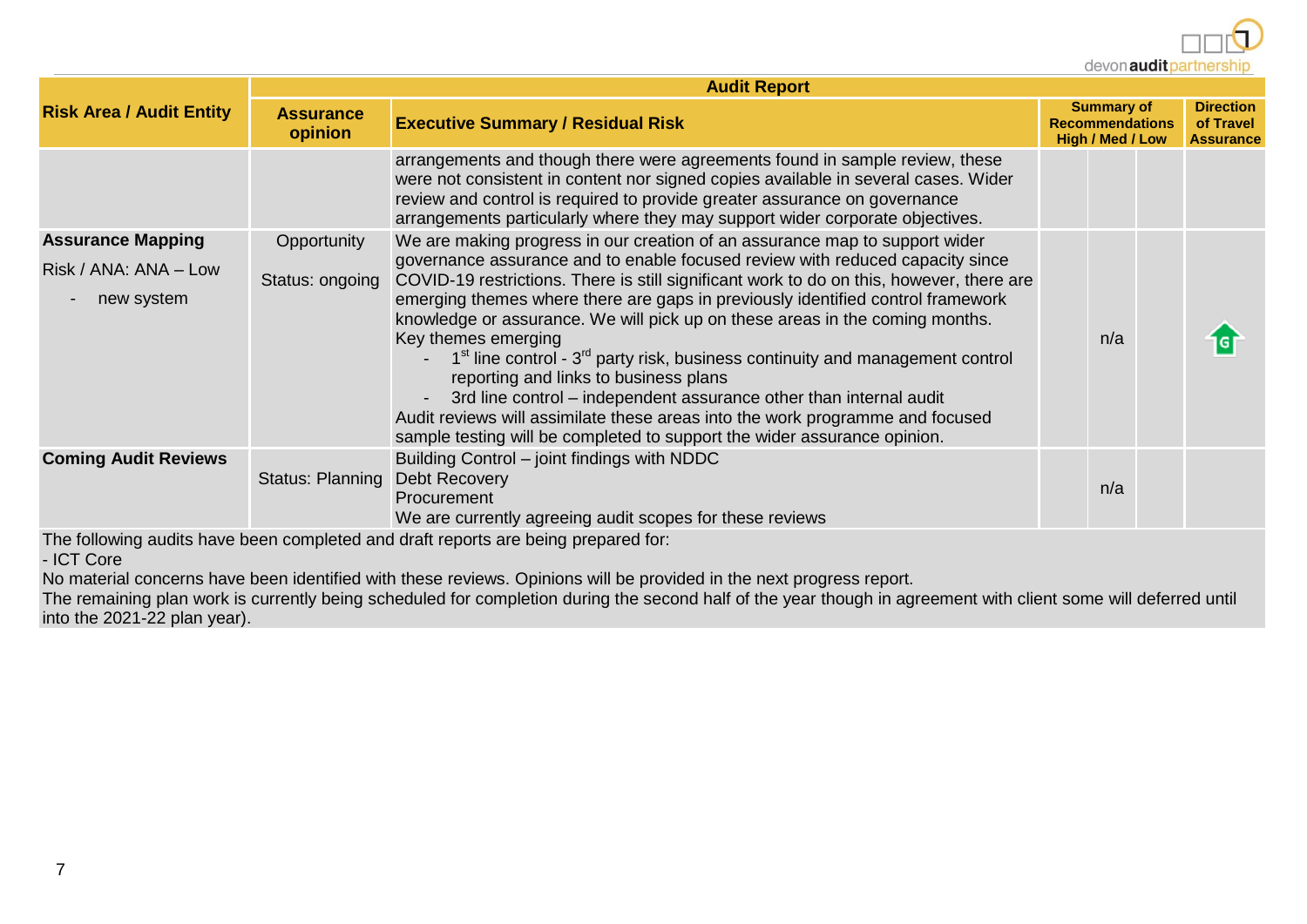| Risk Area / Audit Entity | Audit Report | | | | | |
|---|---|---|---|---|---|---|
| | Assurance opinion | Executive Summary / Residual Risk | Summary of Recommendations High / Med / Low | | | Direction of Travel Assurance |
| | | arrangements and though there were agreements found in sample review, these were not consistent in content nor signed copies available in several cases. Wider review and control is required to provide greater assurance on governance arrangements particularly where they may support wider corporate objectives. | | | | |
| **Assurance Mapping**<br>Risk / ANA: ANA – Low<br>- new system | Opportunity<br>Status: ongoing | We are making progress in our creation of an assurance map to support wider governance assurance and to enable focused review with reduced capacity since COVID-19 restrictions. There is still significant work to do on this, however, there are emerging themes where there are gaps in previously identified control framework knowledge or assurance. We will pick up on these areas in the coming months.<br>Key themes emerging<br>- 1st line control - 3rd party risk, business continuity and management control reporting and links to business plans<br>- 3rd line control – independent assurance other than internal audit<br>Audit reviews will assimilate these areas into the work programme and focused sample testing will be completed to support the wider assurance opinion. | | n/a | | G |
| **Coming Audit Reviews** | Status: Planning | Building Control – joint findings with NDDC<br>Debt Recovery<br>Procurement<br>We are currently agreeing audit scopes for these reviews | | n/a | | |

The following audits have been completed and draft reports are being prepared for:
- ICT Core

No material concerns have been identified with these reviews. Opinions will be provided in the next progress report.

The remaining plan work is currently being scheduled for completion during the second half of the year though in agreement with client some will deferred until into the 2021-22 plan year).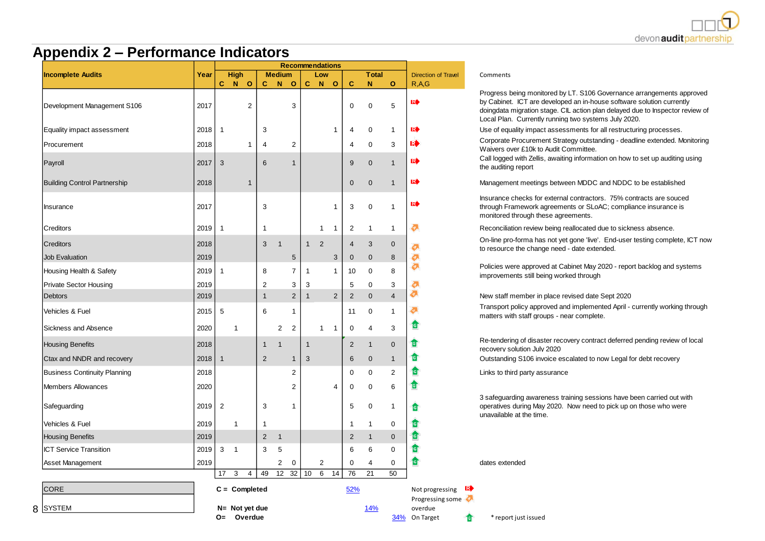| Incomplete Audits | Year | Recommendations High C | High N | High O | Medium C | Medium N | Medium O | Low C | Low N | Low O | Total C | Total N | Total O | Direction of Travel R,A,G | Comments |
|---|---|---|---|---|---|---|---|---|---|---|---|---|---|---|---|
| Development Management S106 | 2017 | | | 2 | | | 3 | | | | 0 | 0 | 5 | R | Progress being monitored by LT. S106 Governance arrangements approved by Cabinet. ICT are developed an in-house software solution currently doingdata migration stage. CIL action plan delayed due to Inspector review of Local Plan. Currently running two systems July 2020. |
| Equality impact assessment | 2018 | 1 | | | 3 | | | | | 1 | 4 | 0 | 1 | R | Use of equality impact assessments for all restructuring processes. |
| Procurement | 2018 | | | 1 | 4 | | 2 | | | | 4 | 0 | 3 | R | Corporate Procurement Strategy outstanding - deadline extended. Monitoring Waivers over £10k to Audit Committee. |
| Payroll | 2017 | 3 | | | 6 | | 1 | | | | 9 | 0 | 1 | R | Call logged with Zellis, awaiting information on how to set up auditing using the auditing report |
| Building Control Partnership | 2018 | | | 1 | | | | | | | 0 | 0 | 1 | R | Management meetings between MDDC and NDDC to be established |
| Insurance | 2017 | | | | 3 | | | | | 1 | 3 | 0 | 1 | R | Insurance checks for external contractors. 75% contracts are souced through Framework agreements or SLoAC; compliance insurance is monitored through these agreements. |
| Creditors | 2019 | 1 | | | 1 | | | | 1 | 1 | 2 | 1 | 1 | A | Reconciliation review being reallocated due to sickness absence. |
| Creditors | 2018 | | | | 3 | 1 | | 1 | 2 | | 4 | 3 | 0 | A | On-line pro-forma has not yet gone 'live'. End-user testing complete, ICT now to resource the change need - date extended. |
| Job Evaluation | 2019 | | | | | | 5 | | | 3 | 0 | 0 | 8 | A | |
| Housing Health & Safety | 2019 | 1 | | | 8 | | 7 | 1 | | 1 | 10 | 0 | 8 | A | Policies were approved at Cabinet May 2020 - report backlog and systems improvements still being worked through |
| Private Sector Housing | 2019 | | | | 2 | | 3 | 3 | | | 5 | 0 | 3 | A | |
| Debtors | 2019 | | | | 1 | | 2 | 1 | | 2 | 2 | 0 | 4 | A | New staff member in place revised date Sept 2020 |
| Vehicles & Fuel | 2015 | 5 | | | 6 | | 1 | | | | 11 | 0 | 1 | A | Transport policy approved and implemented April - currently working through matters with staff groups - near complete. |
| Sickness and Absence | 2020 | | 1 | | | 2 | 2 | | 1 | 1 | 0 | 4 | 3 | G | |
| Housing Benefits | 2018 | | | | 1 | 1 | | 1 | | | 2 | 1 | 0 | G | Re-tendering of disaster recovery contract deferred pending review of local recovery solution July 2020 |
| Ctax and NNDR and recovery | 2018 | 1 | | | 2 | | 1 | 3 | | | 6 | 0 | 1 | G | Outstanding S106 invoice escalated to now Legal for debt recovery |
| Business Continuity Planning | 2018 | | | | | | 2 | | | | 0 | 0 | 2 | G | Links to third party assurance |
| Members Allowances | 2020 | | | | | | 2 | | | 4 | 0 | 0 | 6 | G | |
| Safeguarding | 2019 | 2 | | | 3 | | 1 | | | | 5 | 0 | 1 | G | 3 safeguarding awareness training sessions have been carried out with operatives during May 2020. Now need to pick up on those who were unavailable at the time. |
| Vehicles & Fuel | 2019 | | 1 | | 1 | | | | | | 1 | 1 | 0 | G | |
| Housing Benefits | 2019 | | | | 2 | 1 | | | | | 2 | 1 | 0 | G | |
| ICT Service Transition | 2019 | 3 | 1 | | 3 | 5 | | | | | 6 | 6 | 0 | G | |
| Asset Management | 2019 | | | | | 2 | 0 | | 2 | | 0 | 4 | 0 | G | dates extended |
| | | 17 | 3 | 4 | 49 | 12 | 32 | 10 | 6 | 14 | 76 | 21 | 50 | | |
| | | | | | | | | | | | 52% | 14% | 34% | | |

| CORE |
|---|
| SYSTEM |

C = Completed

N= Not yet due

O= Overdue

Direction of Travel key:
- R – Not progressing
- A – Progressing some overdue
- G – On Target

\* report just issued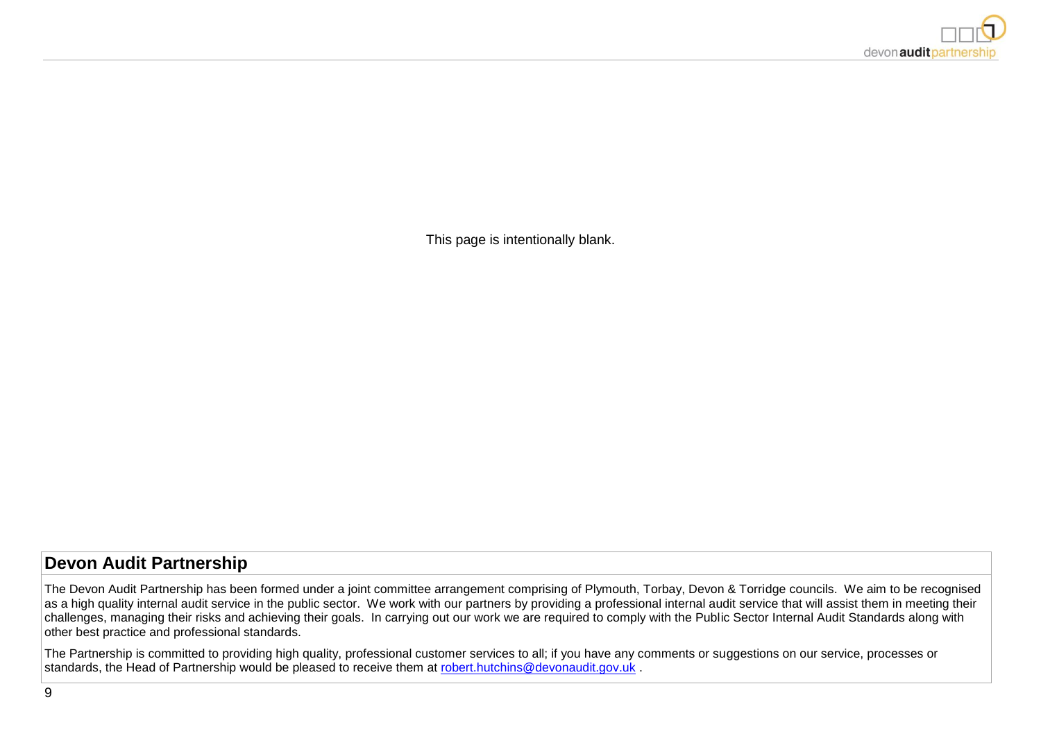This page is intentionally blank.

## Devon Audit Partnership

The Devon Audit Partnership has been formed under a joint committee arrangement comprising of Plymouth, Torbay, Devon & Torridge councils. We aim to be recognised as a high quality internal audit service in the public sector. We work with our partners by providing a professional internal audit service that will assist them in meeting their challenges, managing their risks and achieving their goals. In carrying out our work we are required to comply with the Public Sector Internal Audit Standards along with other best practice and professional standards.

The Partnership is committed to providing high quality, professional customer services to all; if you have any comments or suggestions on our service, processes or standards, the Head of Partnership would be pleased to receive them at robert.hutchins@devonaudit.gov.uk .